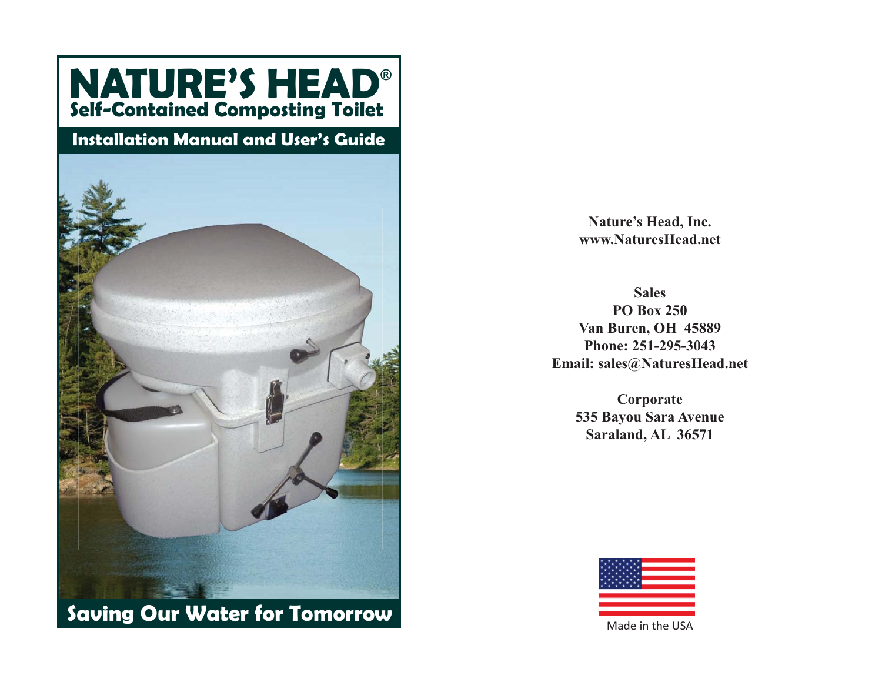# NATURE'S HEAD®

## Self-Contained Composting Toilet

### Installation Manual and User's Guide

**Saving Our Water for Tomorrow**

**Nature's Head, Inc.**
**www.NaturesHead.net**

**Sales**
**PO Box 250**
**Van Buren, OH 45889**
**Phone: 251-295-3043**
**Email: sales@NaturesHead.net**

**Corporate**
**535 Bayou Sara Avenue**
**Saraland, AL 36571**

Made in the USA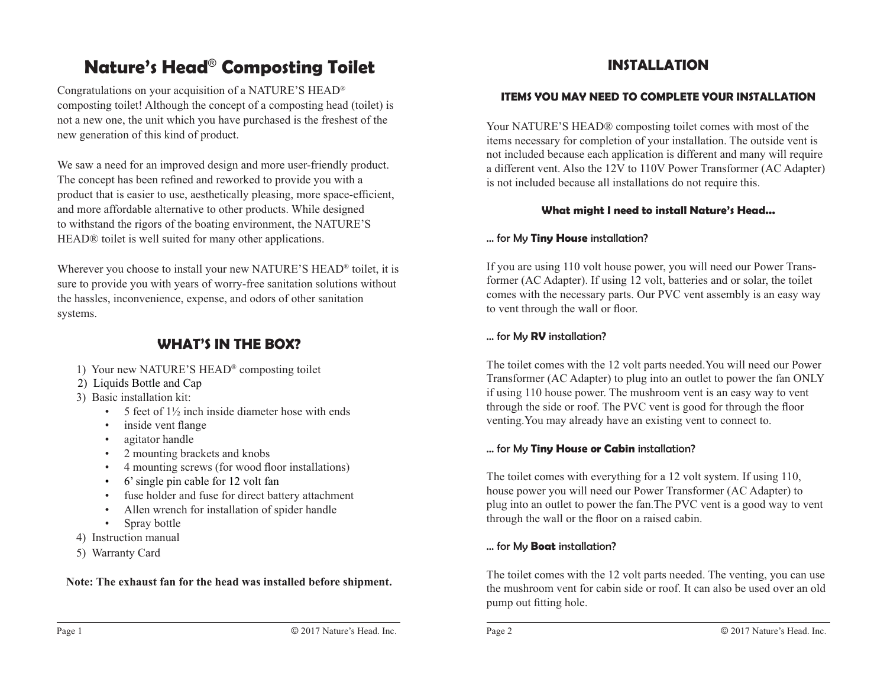# Nature's Head® Composting Toilet

Congratulations on your acquisition of a NATURE'S HEAD® composting toilet! Although the concept of a composting head (toilet) is not a new one, the unit which you have purchased is the freshest of the new generation of this kind of product.

We saw a need for an improved design and more user-friendly product. The concept has been refined and reworked to provide you with a product that is easier to use, aesthetically pleasing, more space-efficient, and more affordable alternative to other products. While designed to withstand the rigors of the boating environment, the NATURE'S HEAD® toilet is well suited for many other applications.

Wherever you choose to install your new NATURE'S HEAD® toilet, it is sure to provide you with years of worry-free sanitation solutions without the hassles, inconvenience, expense, and odors of other sanitation systems.

## WHAT'S IN THE BOX?

1) Your new NATURE'S HEAD® composting toilet
2) Liquids Bottle and Cap
3) Basic installation kit:
   - 5 feet of 1½ inch inside diameter hose with ends
   - inside vent flange
   - agitator handle
   - 2 mounting brackets and knobs
   - 4 mounting screws (for wood floor installations)
   - 6' single pin cable for 12 volt fan
   - fuse holder and fuse for direct battery attachment
   - Allen wrench for installation of spider handle
   - Spray bottle
4) Instruction manual
5) Warranty Card

**Note: The exhaust fan for the head was installed before shipment.**

## INSTALLATION

### ITEMS YOU MAY NEED TO COMPLETE YOUR INSTALLATION

Your NATURE'S HEAD® composting toilet comes with most of the items necessary for completion of your installation. The outside vent is not included because each application is different and many will require a different vent. Also the 12V to 110V Power Transformer (AC Adapter) is not included because all installations do not require this.

#### What might I need to install Nature's Head...

... for My **Tiny House** installation?

If you are using 110 volt house power, you will need our Power Transformer (AC Adapter). If using 12 volt, batteries and or solar, the toilet comes with the necessary parts. Our PVC vent assembly is an easy way to vent through the wall or floor.

... for My **RV** installation?

The toilet comes with the 12 volt parts needed.You will need our Power Transformer (AC Adapter) to plug into an outlet to power the fan ONLY if using 110 house power. The mushroom vent is an easy way to vent through the side or roof. The PVC vent is good for through the floor venting.You may already have an existing vent to connect to.

... for My **Tiny House or Cabin** installation?

The toilet comes with everything for a 12 volt system. If using 110, house power you will need our Power Transformer (AC Adapter) to plug into an outlet to power the fan.The PVC vent is a good way to vent through the wall or the floor on a raised cabin.

... for My **Boat** installation?

The toilet comes with the 12 volt parts needed. The venting, you can use the mushroom vent for cabin side or roof. It can also be used over an old pump out fitting hole.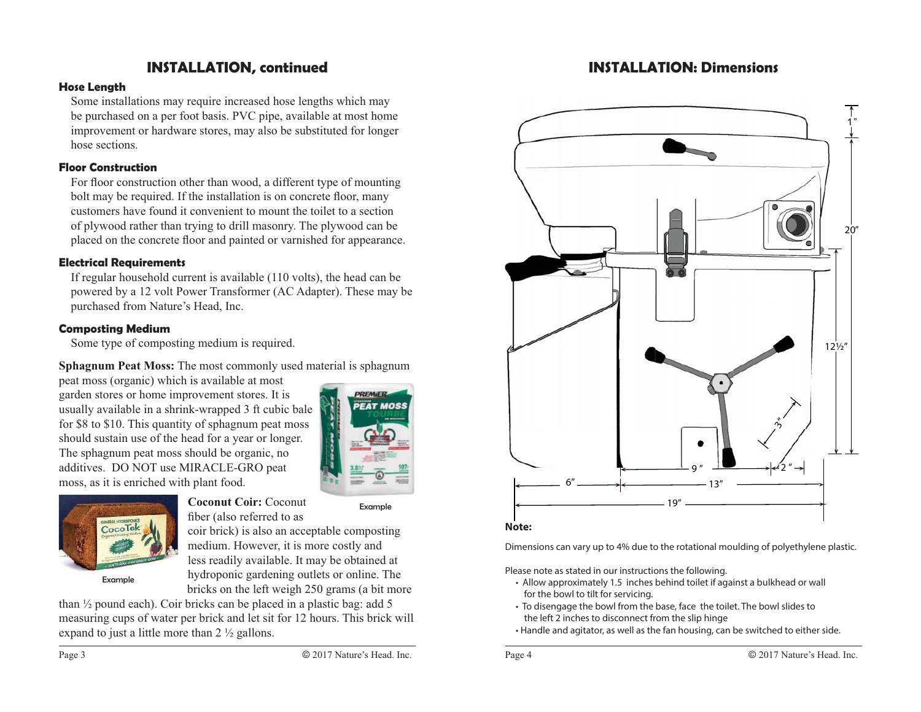## INSTALLATION, continued

### Hose Length

Some installations may require increased hose lengths which may be purchased on a per foot basis. PVC pipe, available at most home improvement or hardware stores, may also be substituted for longer hose sections.

### Floor Construction

For floor construction other than wood, a different type of mounting bolt may be required. If the installation is on concrete floor, many customers have found it convenient to mount the toilet to a section of plywood rather than trying to drill masonry. The plywood can be placed on the concrete floor and painted or varnished for appearance.

### Electrical Requirements

If regular household current is available (110 volts), the head can be powered by a 12 volt Power Transformer (AC Adapter). These may be purchased from Nature's Head, Inc.

### Composting Medium

Some type of composting medium is required.

**Sphagnum Peat Moss:** The most commonly used material is sphagnum peat moss (organic) which is available at most garden stores or home improvement stores. It is usually available in a shrink-wrapped 3 ft cubic bale for $8 to $10. This quantity of sphagnum peat moss should sustain use of the head for a year or longer. The sphagnum peat moss should be organic, no additives. DO NOT use MIRACLE-GRO peat moss, as it is enriched with plant food.

Example

**Coconut Coir:** Coconut fiber (also referred to as coir brick) is also an acceptable composting medium. However, it is more costly and less readily available. It may be obtained at hydroponic gardening outlets or online. The bricks on the left weigh 250 grams (a bit more than ½ pound each). Coir bricks can be placed in a plastic bag: add 5 measuring cups of water per brick and let sit for 12 hours. This brick will expand to just a little more than 2 ½ gallons.

Example

## INSTALLATION: Dimensions

1"

20"

12½"

3"

9"

2"

6"

13"

19"

**Note:**

Dimensions can vary up to 4% due to the rotational moulding of polyethylene plastic.

Please note as stated in our instructions the following.

- Allow approximately 1.5 inches behind toilet if against a bulkhead or wall for the bowl to tilt for servicing.
- To disengage the bowl from the base, face the toilet. The bowl slides to the left 2 inches to disconnect from the slip hinge
- Handle and agitator, as well as the fan housing, can be switched to either side.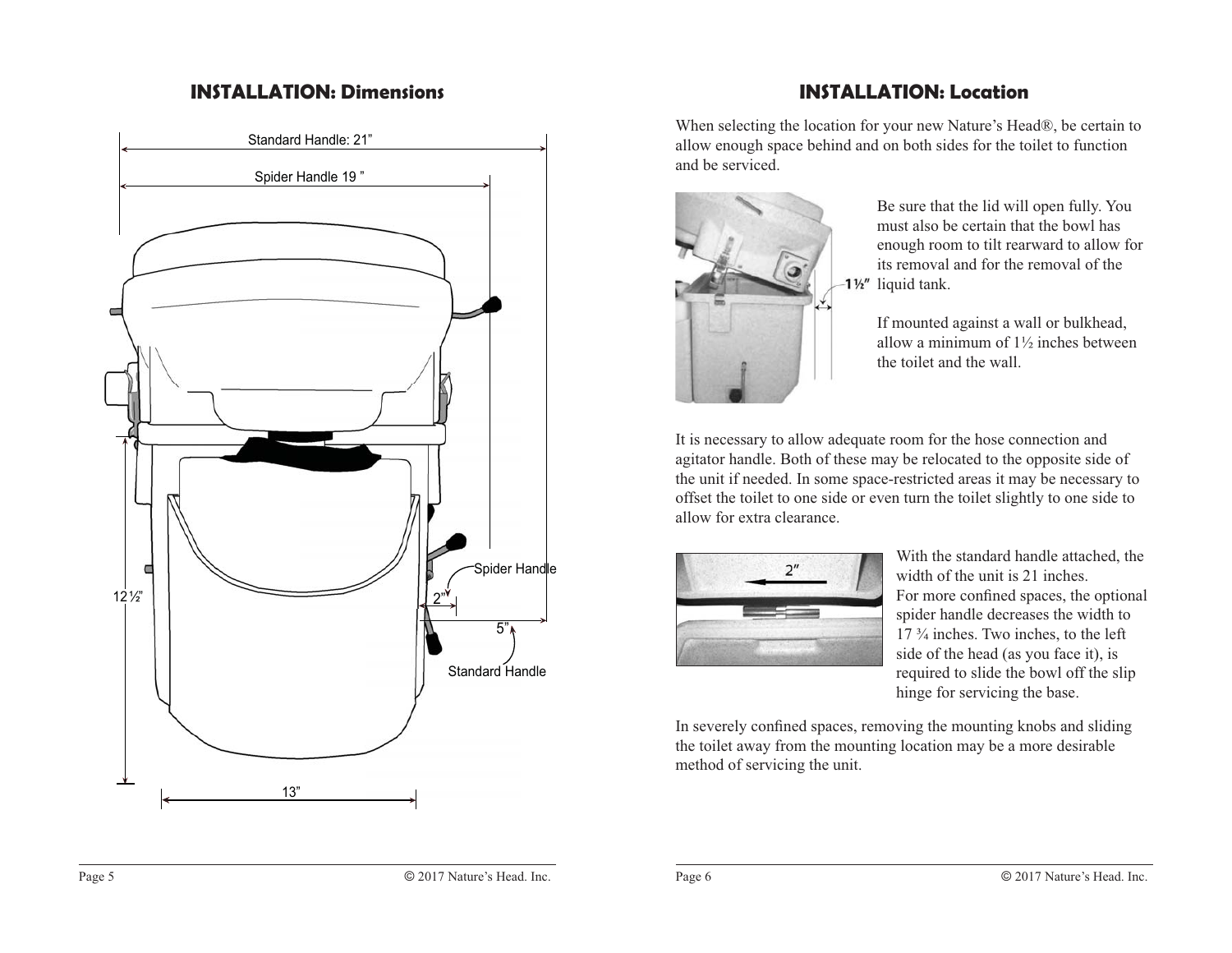## INSTALLATION: Dimensions

Standard Handle: 21”

Spider Handle 19 ”

Spider Handle

12½”

2”

5”

Standard Handle

13”

## INSTALLATION: Location

When selecting the location for your new Nature’s Head®, be certain to allow enough space behind and on both sides for the toilet to function and be serviced.

1½″

Be sure that the lid will open fully. You must also be certain that the bowl has enough room to tilt rearward to allow for its removal and for the removal of the liquid tank.

If mounted against a wall or bulkhead, allow a minimum of 1½ inches between the toilet and the wall.

It is necessary to allow adequate room for the hose connection and agitator handle. Both of these may be relocated to the opposite side of the unit if needed. In some space-restricted areas it may be necessary to offset the toilet to one side or even turn the toilet slightly to one side to allow for extra clearance.

2″

With the standard handle attached, the width of the unit is 21 inches. For more confined spaces, the optional spider handle decreases the width to 17 ¾ inches. Two inches, to the left side of the head (as you face it), is required to slide the bowl off the slip hinge for servicing the base.

In severely confined spaces, removing the mounting knobs and sliding the toilet away from the mounting location may be a more desirable method of servicing the unit.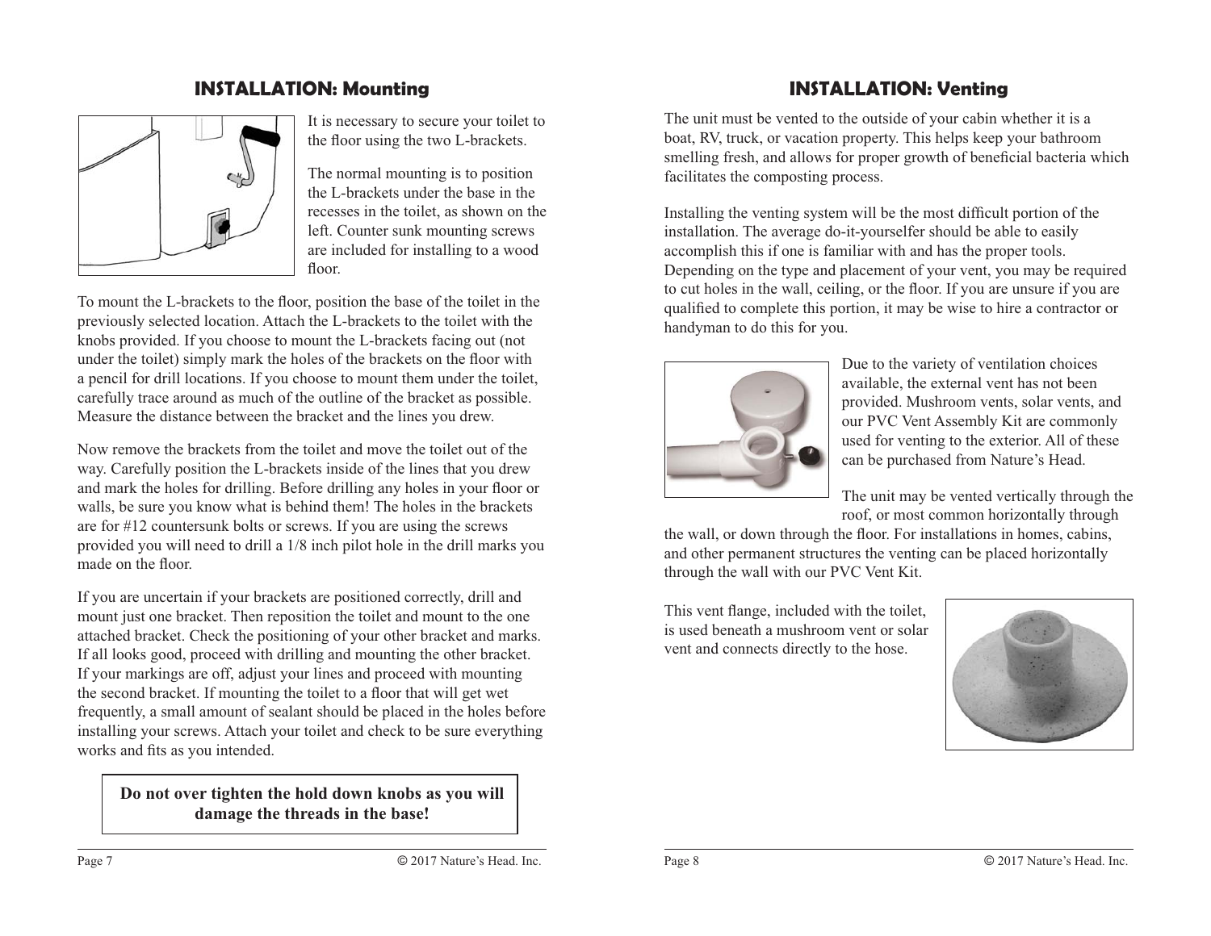## INSTALLATION: Mounting

It is necessary to secure your toilet to the floor using the two L-brackets.

The normal mounting is to position the L-brackets under the base in the recesses in the toilet, as shown on the left. Counter sunk mounting screws are included for installing to a wood floor.

To mount the L-brackets to the floor, position the base of the toilet in the previously selected location. Attach the L-brackets to the toilet with the knobs provided. If you choose to mount the L-brackets facing out (not under the toilet) simply mark the holes of the brackets on the floor with a pencil for drill locations. If you choose to mount them under the toilet, carefully trace around as much of the outline of the bracket as possible. Measure the distance between the bracket and the lines you drew.

Now remove the brackets from the toilet and move the toilet out of the way. Carefully position the L-brackets inside of the lines that you drew and mark the holes for drilling. Before drilling any holes in your floor or walls, be sure you know what is behind them! The holes in the brackets are for #12 countersunk bolts or screws. If you are using the screws provided you will need to drill a 1/8 inch pilot hole in the drill marks you made on the floor.

If you are uncertain if your brackets are positioned correctly, drill and mount just one bracket. Then reposition the toilet and mount to the one attached bracket. Check the positioning of your other bracket and marks. If all looks good, proceed with drilling and mounting the other bracket. If your markings are off, adjust your lines and proceed with mounting the second bracket. If mounting the toilet to a floor that will get wet frequently, a small amount of sealant should be placed in the holes before installing your screws. Attach your toilet and check to be sure everything works and fits as you intended.

**Do not over tighten the hold down knobs as you will damage the threads in the base!**

## INSTALLATION: Venting

The unit must be vented to the outside of your cabin whether it is a boat, RV, truck, or vacation property. This helps keep your bathroom smelling fresh, and allows for proper growth of beneficial bacteria which facilitates the composting process.

Installing the venting system will be the most difficult portion of the installation. The average do-it-yourselfer should be able to easily accomplish this if one is familiar with and has the proper tools. Depending on the type and placement of your vent, you may be required to cut holes in the wall, ceiling, or the floor. If you are unsure if you are qualified to complete this portion, it may be wise to hire a contractor or handyman to do this for you.

Due to the variety of ventilation choices available, the external vent has not been provided. Mushroom vents, solar vents, and our PVC Vent Assembly Kit are commonly used for venting to the exterior. All of these can be purchased from Nature's Head.

The unit may be vented vertically through the roof, or most common horizontally through the wall, or down through the floor. For installations in homes, cabins, and other permanent structures the venting can be placed horizontally through the wall with our PVC Vent Kit.

This vent flange, included with the toilet, is used beneath a mushroom vent or solar vent and connects directly to the hose.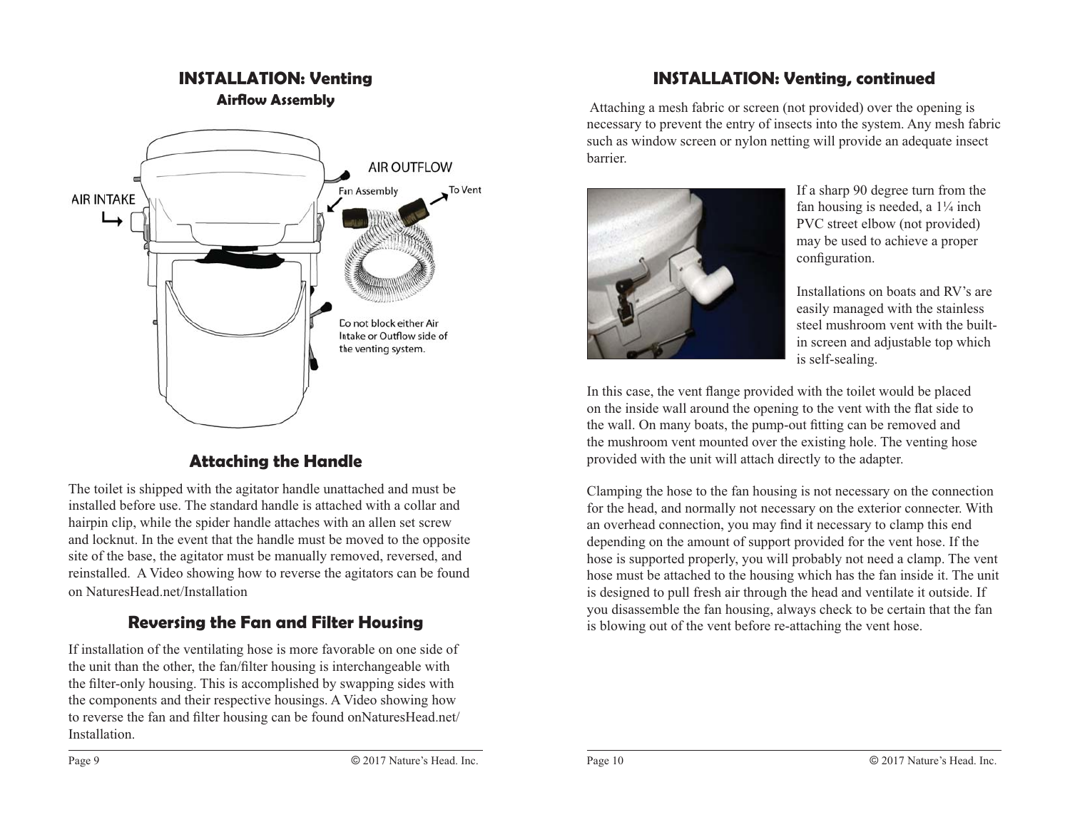# INSTALLATION: Venting

## Airflow Assembly

AIR OUTFLOW

AIR INTAKE

Fan Assembly

To Vent

Do not block either Air Intake or Outflow side of the venting system.

## Attaching the Handle

The toilet is shipped with the agitator handle unattached and must be installed before use. The standard handle is attached with a collar and hairpin clip, while the spider handle attaches with an allen set screw and locknut. In the event that the handle must be moved to the opposite site of the base, the agitator must be manually removed, reversed, and reinstalled. A Video showing how to reverse the agitators can be found on NaturesHead.net/Installation

## Reversing the Fan and Filter Housing

If installation of the ventilating hose is more favorable on one side of the unit than the other, the fan/filter housing is interchangeable with the filter-only housing. This is accomplished by swapping sides with the components and their respective housings. A Video showing how to reverse the fan and filter housing can be found onNaturesHead.net/Installation.

# INSTALLATION: Venting, continued

Attaching a mesh fabric or screen (not provided) over the opening is necessary to prevent the entry of insects into the system. Any mesh fabric such as window screen or nylon netting will provide an adequate insect barrier.

If a sharp 90 degree turn from the fan housing is needed, a 1¼ inch PVC street elbow (not provided) may be used to achieve a proper configuration.

Installations on boats and RV's are easily managed with the stainless steel mushroom vent with the built-in screen and adjustable top which is self-sealing.

In this case, the vent flange provided with the toilet would be placed on the inside wall around the opening to the vent with the flat side to the wall. On many boats, the pump-out fitting can be removed and the mushroom vent mounted over the existing hole. The venting hose provided with the unit will attach directly to the adapter.

Clamping the hose to the fan housing is not necessary on the connection for the head, and normally not necessary on the exterior connecter. With an overhead connection, you may find it necessary to clamp this end depending on the amount of support provided for the vent hose. If the hose is supported properly, you will probably not need a clamp. The vent hose must be attached to the housing which has the fan inside it. The unit is designed to pull fresh air through the head and ventilate it outside. If you disassemble the fan housing, always check to be certain that the fan is blowing out of the vent before re-attaching the vent hose.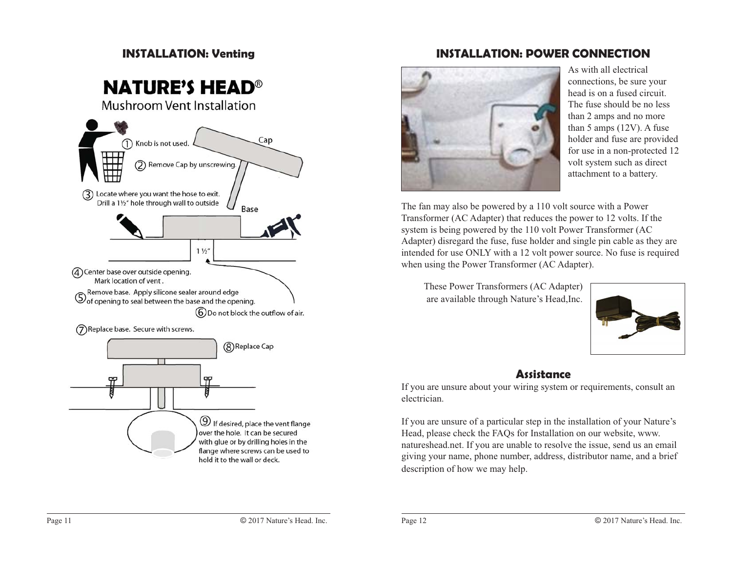## INSTALLATION: Venting

**NATURE'S HEAD®**

Mushroom Vent Installation

1. Knob is not used.
2. Remove Cap by unscrewing.
3. Locate where you want the hose to exit. Drill a 1½" hole through wall to outside
4. Center base over outside opening. Mark location of vent.
5. Remove base. Apply silicone sealer around edge of opening to seal between the base and the opening.
6. Do not block the outflow of air.
7. Replace base. Secure with screws.
8. Replace Cap
9. If desired, place the vent flange over the hole. It can be secured with glue or by drilling holes in the flange where screws can be used to hold it to the wall or deck.

Cap

Base

1½"

## INSTALLATION: POWER CONNECTION

As with all electrical connections, be sure your head is on a fused circuit. The fuse should be no less than 2 amps and no more than 5 amps (12V). A fuse holder and fuse are provided for use in a non-protected 12 volt system such as direct attachment to a battery.

The fan may also be powered by a 110 volt source with a Power Transformer (AC Adapter) that reduces the power to 12 volts. If the system is being powered by the 110 volt Power Transformer (AC Adapter) disregard the fuse, fuse holder and single pin cable as they are intended for use ONLY with a 12 volt power source. No fuse is required when using the Power Transformer (AC Adapter).

These Power Transformers (AC Adapter) are available through Nature's Head,Inc.

### Assistance

If you are unsure about your wiring system or requirements, consult an electrician.

If you are unsure of a particular step in the installation of your Nature's Head, please check the FAQs for Installation on our website, www.natureshead.net. If you are unable to resolve the issue, send us an email giving your name, phone number, address, distributor name, and a brief description of how we may help.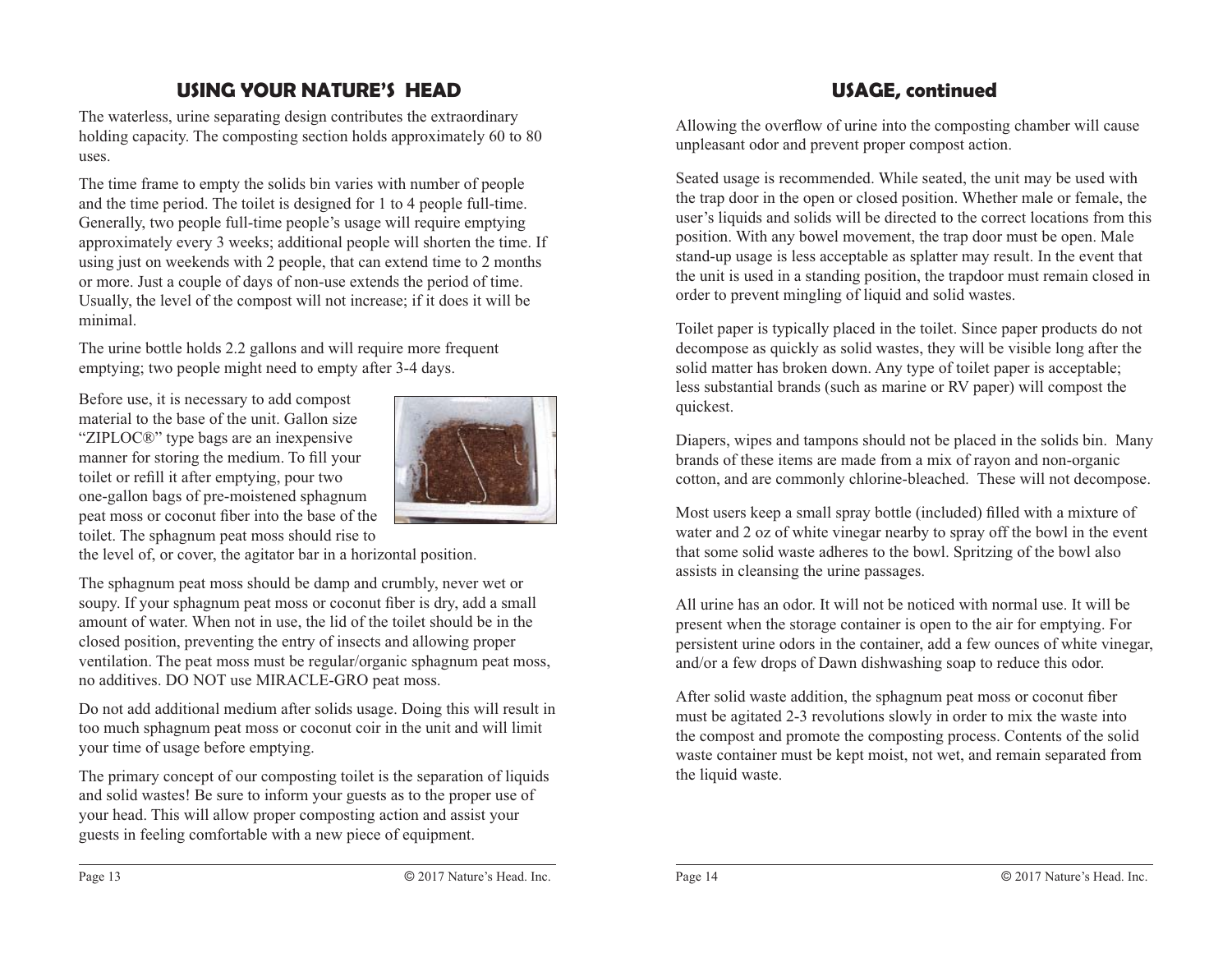## USING YOUR NATURE'S HEAD

The waterless, urine separating design contributes the extraordinary holding capacity. The composting section holds approximately 60 to 80 uses.

The time frame to empty the solids bin varies with number of people and the time period. The toilet is designed for 1 to 4 people full-time. Generally, two people full-time people's usage will require emptying approximately every 3 weeks; additional people will shorten the time. If using just on weekends with 2 people, that can extend time to 2 months or more. Just a couple of days of non-use extends the period of time. Usually, the level of the compost will not increase; if it does it will be minimal.

The urine bottle holds 2.2 gallons and will require more frequent emptying; two people might need to empty after 3-4 days.

Before use, it is necessary to add compost material to the base of the unit. Gallon size "ZIPLOC®" type bags are an inexpensive manner for storing the medium. To fill your toilet or refill it after emptying, pour two one-gallon bags of pre-moistened sphagnum peat moss or coconut fiber into the base of the toilet. The sphagnum peat moss should rise to the level of, or cover, the agitator bar in a horizontal position.

The sphagnum peat moss should be damp and crumbly, never wet or soupy. If your sphagnum peat moss or coconut fiber is dry, add a small amount of water. When not in use, the lid of the toilet should be in the closed position, preventing the entry of insects and allowing proper ventilation. The peat moss must be regular/organic sphagnum peat moss, no additives. DO NOT use MIRACLE-GRO peat moss.

Do not add additional medium after solids usage. Doing this will result in too much sphagnum peat moss or coconut coir in the unit and will limit your time of usage before emptying.

The primary concept of our composting toilet is the separation of liquids and solid wastes! Be sure to inform your guests as to the proper use of your head. This will allow proper composting action and assist your guests in feeling comfortable with a new piece of equipment.

## USAGE, continued

Allowing the overflow of urine into the composting chamber will cause unpleasant odor and prevent proper compost action.

Seated usage is recommended. While seated, the unit may be used with the trap door in the open or closed position. Whether male or female, the user's liquids and solids will be directed to the correct locations from this position. With any bowel movement, the trap door must be open. Male stand-up usage is less acceptable as splatter may result. In the event that the unit is used in a standing position, the trapdoor must remain closed in order to prevent mingling of liquid and solid wastes.

Toilet paper is typically placed in the toilet. Since paper products do not decompose as quickly as solid wastes, they will be visible long after the solid matter has broken down. Any type of toilet paper is acceptable; less substantial brands (such as marine or RV paper) will compost the quickest.

Diapers, wipes and tampons should not be placed in the solids bin. Many brands of these items are made from a mix of rayon and non-organic cotton, and are commonly chlorine-bleached. These will not decompose.

Most users keep a small spray bottle (included) filled with a mixture of water and 2 oz of white vinegar nearby to spray off the bowl in the event that some solid waste adheres to the bowl. Spritzing of the bowl also assists in cleansing the urine passages.

All urine has an odor. It will not be noticed with normal use. It will be present when the storage container is open to the air for emptying. For persistent urine odors in the container, add a few ounces of white vinegar, and/or a few drops of Dawn dishwashing soap to reduce this odor.

After solid waste addition, the sphagnum peat moss or coconut fiber must be agitated 2-3 revolutions slowly in order to mix the waste into the compost and promote the composting process. Contents of the solid waste container must be kept moist, not wet, and remain separated from the liquid waste.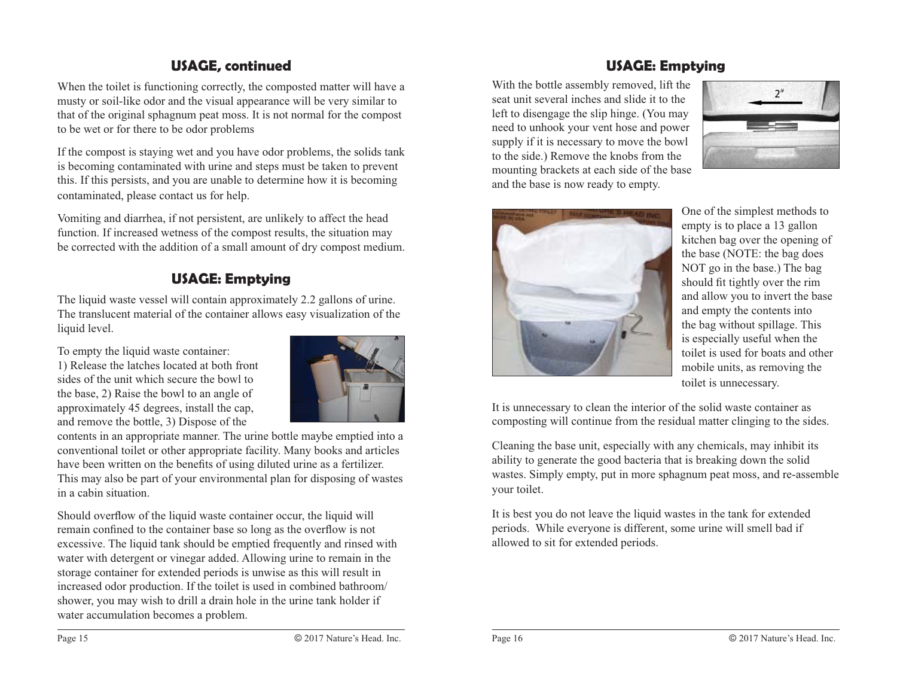## USAGE, continued

When the toilet is functioning correctly, the composted matter will have a musty or soil-like odor and the visual appearance will be very similar to that of the original sphagnum peat moss. It is not normal for the compost to be wet or for there to be odor problems

If the compost is staying wet and you have odor problems, the solids tank is becoming contaminated with urine and steps must be taken to prevent this. If this persists, and you are unable to determine how it is becoming contaminated, please contact us for help.

Vomiting and diarrhea, if not persistent, are unlikely to affect the head function. If increased wetness of the compost results, the situation may be corrected with the addition of a small amount of dry compost medium.

## USAGE: Emptying

The liquid waste vessel will contain approximately 2.2 gallons of urine. The translucent material of the container allows easy visualization of the liquid level.

To empty the liquid waste container:
1) Release the latches located at both front sides of the unit which secure the bowl to the base, 2) Raise the bowl to an angle of approximately 45 degrees, install the cap, and remove the bottle, 3) Dispose of the contents in an appropriate manner. The urine bottle maybe emptied into a conventional toilet or other appropriate facility. Many books and articles have been written on the benefits of using diluted urine as a fertilizer. This may also be part of your environmental plan for disposing of wastes in a cabin situation.

Should overflow of the liquid waste container occur, the liquid will remain confined to the container base so long as the overflow is not excessive. The liquid tank should be emptied frequently and rinsed with water with detergent or vinegar added. Allowing urine to remain in the storage container for extended periods is unwise as this will result in increased odor production. If the toilet is used in combined bathroom/shower, you may wish to drill a drain hole in the urine tank holder if water accumulation becomes a problem.

## USAGE: Emptying

With the bottle assembly removed, lift the seat unit several inches and slide it to the left to disengage the slip hinge. (You may need to unhook your vent hose and power supply if it is necessary to move the bowl to the side.) Remove the knobs from the mounting brackets at each side of the base and the base is now ready to empty.

2"

One of the simplest methods to empty is to place a 13 gallon kitchen bag over the opening of the base (NOTE: the bag does NOT go in the base.) The bag should fit tightly over the rim and allow you to invert the base and empty the contents into the bag without spillage. This is especially useful when the toilet is used for boats and other mobile units, as removing the toilet is unnecessary.

It is unnecessary to clean the interior of the solid waste container as composting will continue from the residual matter clinging to the sides.

Cleaning the base unit, especially with any chemicals, may inhibit its ability to generate the good bacteria that is breaking down the solid wastes. Simply empty, put in more sphagnum peat moss, and re-assemble your toilet.

It is best you do not leave the liquid wastes in the tank for extended periods. While everyone is different, some urine will smell bad if allowed to sit for extended periods.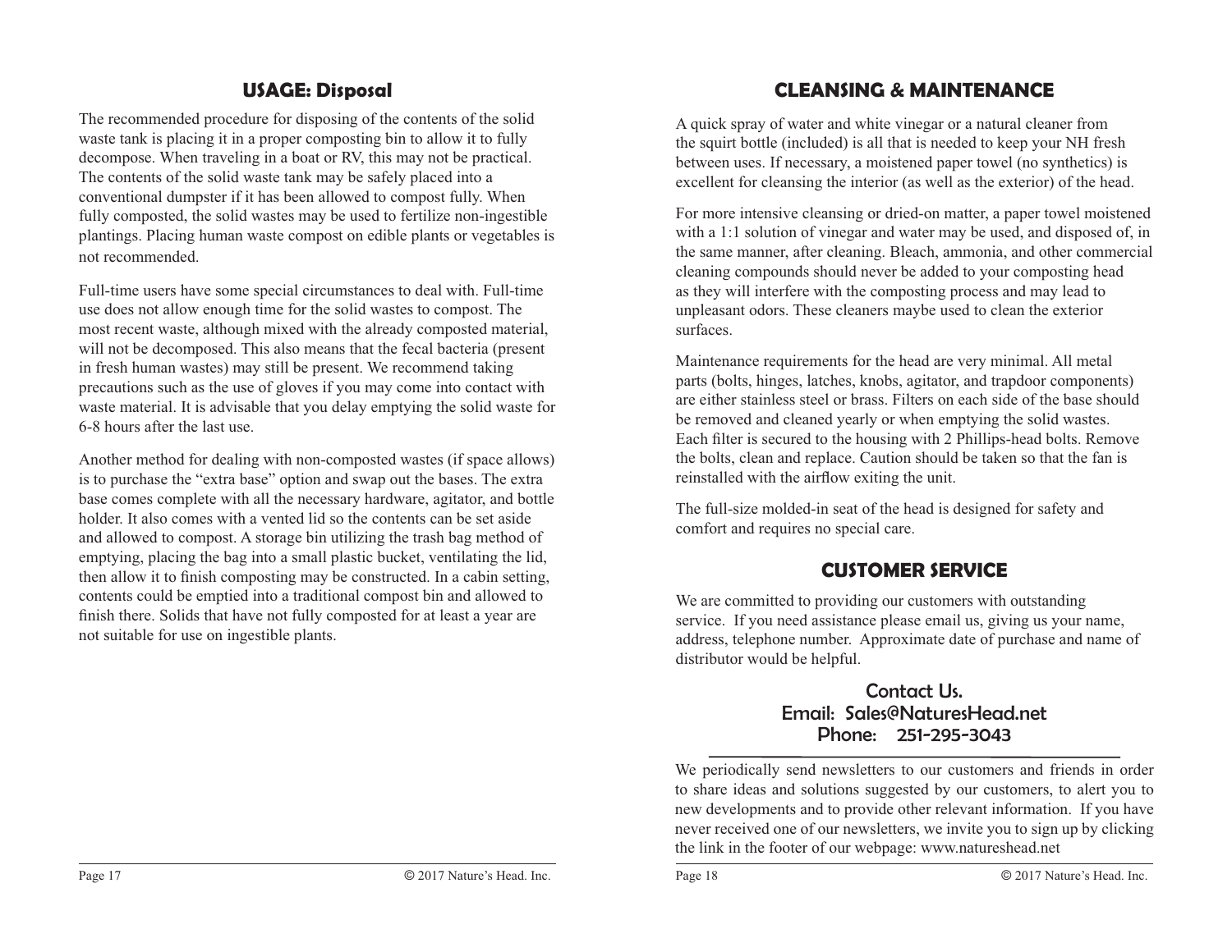## USAGE: Disposal

The recommended procedure for disposing of the contents of the solid waste tank is placing it in a proper composting bin to allow it to fully decompose. When traveling in a boat or RV, this may not be practical. The contents of the solid waste tank may be safely placed into a conventional dumpster if it has been allowed to compost fully. When fully composted, the solid wastes may be used to fertilize non-ingestible plantings. Placing human waste compost on edible plants or vegetables is not recommended.

Full-time users have some special circumstances to deal with. Full-time use does not allow enough time for the solid wastes to compost. The most recent waste, although mixed with the already composted material, will not be decomposed. This also means that the fecal bacteria (present in fresh human wastes) may still be present. We recommend taking precautions such as the use of gloves if you may come into contact with waste material. It is advisable that you delay emptying the solid waste for 6-8 hours after the last use.

Another method for dealing with non-composted wastes (if space allows) is to purchase the "extra base" option and swap out the bases. The extra base comes complete with all the necessary hardware, agitator, and bottle holder. It also comes with a vented lid so the contents can be set aside and allowed to compost. A storage bin utilizing the trash bag method of emptying, placing the bag into a small plastic bucket, ventilating the lid, then allow it to finish composting may be constructed. In a cabin setting, contents could be emptied into a traditional compost bin and allowed to finish there. Solids that have not fully composted for at least a year are not suitable for use on ingestible plants.

## CLEANSING & MAINTENANCE

A quick spray of water and white vinegar or a natural cleaner from the squirt bottle (included) is all that is needed to keep your NH fresh between uses. If necessary, a moistened paper towel (no synthetics) is excellent for cleansing the interior (as well as the exterior) of the head.

For more intensive cleansing or dried-on matter, a paper towel moistened with a 1:1 solution of vinegar and water may be used, and disposed of, in the same manner, after cleaning. Bleach, ammonia, and other commercial cleaning compounds should never be added to your composting head as they will interfere with the composting process and may lead to unpleasant odors. These cleaners maybe used to clean the exterior surfaces.

Maintenance requirements for the head are very minimal. All metal parts (bolts, hinges, latches, knobs, agitator, and trapdoor components) are either stainless steel or brass. Filters on each side of the base should be removed and cleaned yearly or when emptying the solid wastes. Each filter is secured to the housing with 2 Phillips-head bolts. Remove the bolts, clean and replace. Caution should be taken so that the fan is reinstalled with the airflow exiting the unit.

The full-size molded-in seat of the head is designed for safety and comfort and requires no special care.

## CUSTOMER SERVICE

We are committed to providing our customers with outstanding service. If you need assistance please email us, giving us your name, address, telephone number. Approximate date of purchase and name of distributor would be helpful.

Contact Us.
Email: Sales@NaturesHead.net
Phone: 251-295-3043

We periodically send newsletters to our customers and friends in order to share ideas and solutions suggested by our customers, to alert you to new developments and to provide other relevant information. If you have never received one of our newsletters, we invite you to sign up by clicking the link in the footer of our webpage: www.natureshead.net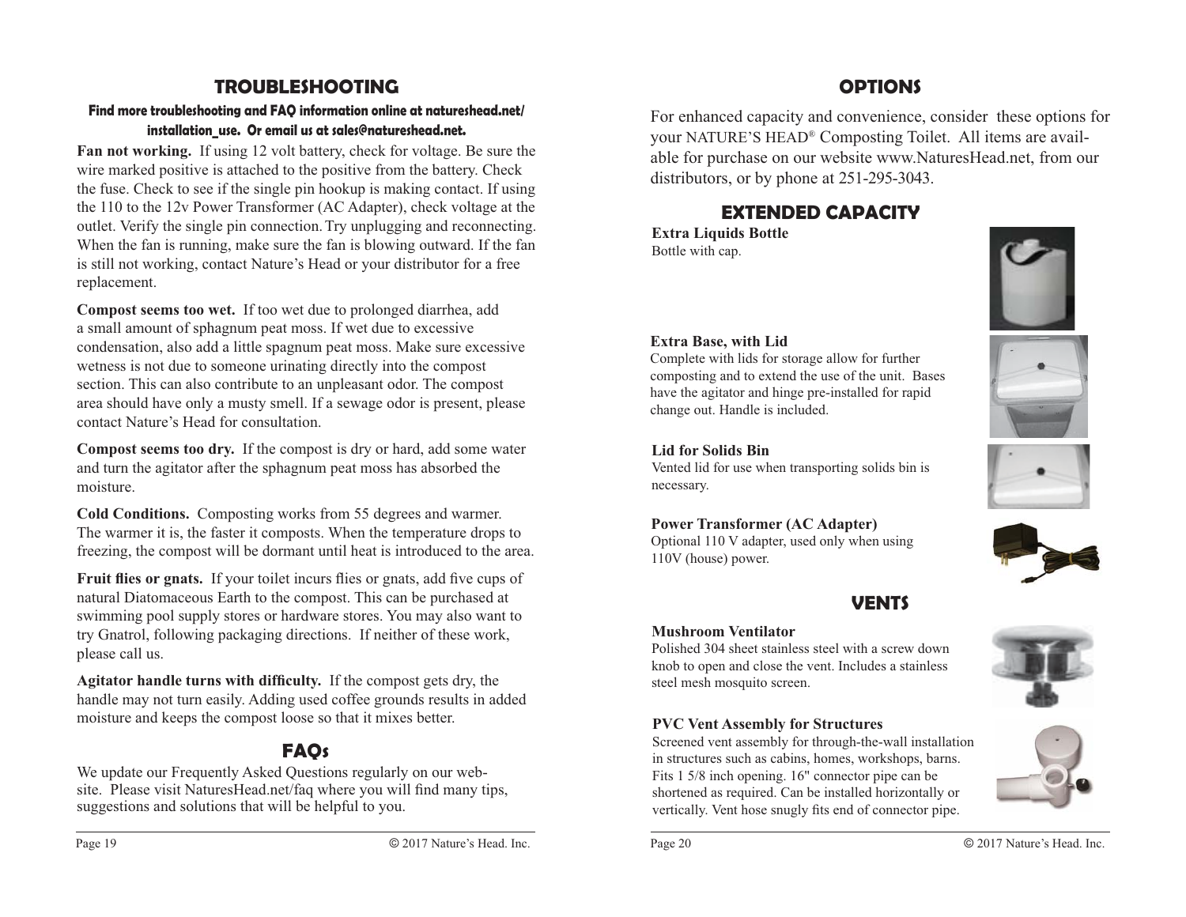## TROUBLESHOOTING

**Find more troubleshooting and FAQ information online at natureshead.net/installation_use. Or email us at sales@natureshead.net.**

**Fan not working.** If using 12 volt battery, check for voltage. Be sure the wire marked positive is attached to the positive from the battery. Check the fuse. Check to see if the single pin hookup is making contact. If using the 110 to the 12v Power Transformer (AC Adapter), check voltage at the outlet. Verify the single pin connection. Try unplugging and reconnecting. When the fan is running, make sure the fan is blowing outward. If the fan is still not working, contact Nature's Head or your distributor for a free replacement.

**Compost seems too wet.** If too wet due to prolonged diarrhea, add a small amount of sphagnum peat moss. If wet due to excessive condensation, also add a little spagnum peat moss. Make sure excessive wetness is not due to someone urinating directly into the compost section. This can also contribute to an unpleasant odor. The compost area should have only a musty smell. If a sewage odor is present, please contact Nature's Head for consultation.

**Compost seems too dry.** If the compost is dry or hard, add some water and turn the agitator after the sphagnum peat moss has absorbed the moisture.

**Cold Conditions.** Composting works from 55 degrees and warmer. The warmer it is, the faster it composts. When the temperature drops to freezing, the compost will be dormant until heat is introduced to the area.

**Fruit flies or gnats.** If your toilet incurs flies or gnats, add five cups of natural Diatomaceous Earth to the compost. This can be purchased at swimming pool supply stores or hardware stores. You may also want to try Gnatrol, following packaging directions. If neither of these work, please call us.

**Agitator handle turns with difficulty.** If the compost gets dry, the handle may not turn easily. Adding used coffee grounds results in added moisture and keeps the compost loose so that it mixes better.

## FAQs

We update our Frequently Asked Questions regularly on our website. Please visit NaturesHead.net/faq where you will find many tips, suggestions and solutions that will be helpful to you.

## OPTIONS

For enhanced capacity and convenience, consider these options for your NATURE'S HEAD® Composting Toilet. All items are available for purchase on our website www.NaturesHead.net, from our distributors, or by phone at 251-295-3043.

### EXTENDED CAPACITY

**Extra Liquids Bottle**
Bottle with cap.

**Extra Base, with Lid**
Complete with lids for storage allow for further composting and to extend the use of the unit. Bases have the agitator and hinge pre-installed for rapid change out. Handle is included.

**Lid for Solids Bin**
Vented lid for use when transporting solids bin is necessary.

**Power Transformer (AC Adapter)**
Optional 110 V adapter, used only when using 110V (house) power.

### VENTS

**Mushroom Ventilator**
Polished 304 sheet stainless steel with a screw down knob to open and close the vent. Includes a stainless steel mesh mosquito screen.

**PVC Vent Assembly for Structures**
Screened vent assembly for through-the-wall installation in structures such as cabins, homes, workshops, barns. Fits 1 5/8 inch opening. 16" connector pipe can be shortened as required. Can be installed horizontally or vertically. Vent hose snugly fits end of connector pipe.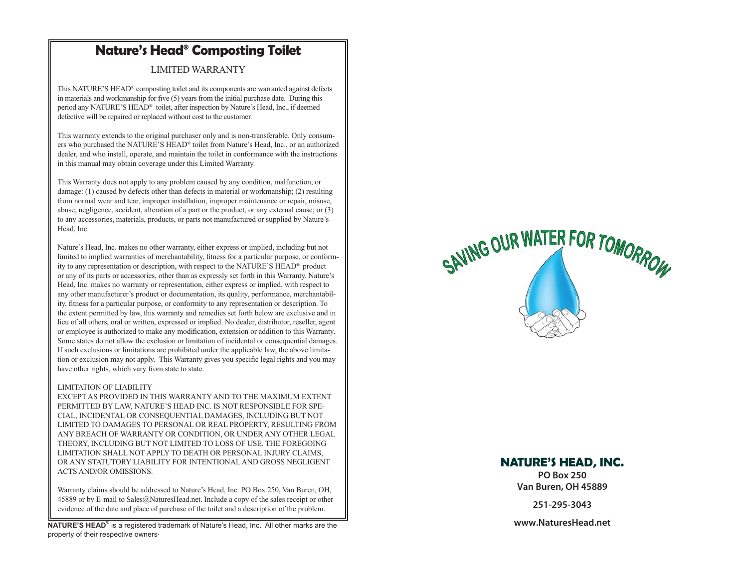# Nature's Head® Composting Toilet

## LIMITED WARRANTY

This NATURE'S HEAD® composting toilet and its components are warranted against defects in materials and workmanship for five (5) years from the initial purchase date. During this period any NATURE'S HEAD® toilet, after inspection by Nature's Head, Inc., if deemed defective will be repaired or replaced without cost to the customer.

This warranty extends to the original purchaser only and is non-transferable. Only consumers who purchased the NATURE'S HEAD® toilet from Nature's Head, Inc., or an authorized dealer, and who install, operate, and maintain the toilet in conformance with the instructions in this manual may obtain coverage under this Limited Warranty.

This Warranty does not apply to any problem caused by any condition, malfunction, or damage: (1) caused by defects other than defects in material or workmanship; (2) resulting from normal wear and tear, improper installation, improper maintenance or repair, misuse, abuse, negligence, accident, alteration of a part or the product, or any external cause; or (3) to any accessories, materials, products, or parts not manufactured or supplied by Nature's Head, Inc.

Nature's Head, Inc. makes no other warranty, either express or implied, including but not limited to implied warranties of merchantability, fitness for a particular purpose, or conformity to any representation or description, with respect to the NATURE'S HEAD® product or any of its parts or accessories, other than as expressly set forth in this Warranty. Nature's Head, Inc. makes no warranty or representation, either express or implied, with respect to any other manufacturer's product or documentation, its quality, performance, merchantability, fitness for a particular purpose, or conformity to any representation or description. To the extent permitted by law, this warranty and remedies set forth below are exclusive and in lieu of all others, oral or written, expressed or implied. No dealer, distributor, reseller, agent or employee is authorized to make any modification, extension or addition to this Warranty. Some states do not allow the exclusion or limitation of incidental or consequential damages. If such exclusions or limitations are prohibited under the applicable law, the above limitation or exclusion may not apply. This Warranty gives you specific legal rights and you may have other rights, which vary from state to state.

LIMITATION OF LIABILITY

EXCEPT AS PROVIDED IN THIS WARRANTY AND TO THE MAXIMUM EXTENT PERMITTED BY LAW, NATURE'S HEAD INC. IS NOT RESPONSIBLE FOR SPECIAL, INCIDENTAL OR CONSEQUENTIAL DAMAGES, INCLUDING BUT NOT LIMITED TO DAMAGES TO PERSONAL OR REAL PROPERTY, RESULTING FROM ANY BREACH OF WARRANTY OR CONDITION, OR UNDER ANY OTHER LEGAL THEORY, INCLUDING BUT NOT LIMITED TO LOSS OF USE. THE FOREGOING LIMITATION SHALL NOT APPLY TO DEATH OR PERSONAL INJURY CLAIMS, OR ANY STATUTORY LIABILITY FOR INTENTIONAL AND GROSS NEGLIGENT ACTS AND/OR OMISSIONS.

Warranty claims should be addressed to Nature's Head, Inc. PO Box 250, Van Buren, OH, 45889 or by E-mail to Sales@NaturesHead.net. Include a copy of the sales receipt or other evidence of the date and place of purchase of the toilet and a description of the problem.

**NATURE'S HEAD®** is a registered trademark of Nature's Head, Inc. All other marks are the property of their respective owners.

SAVING OUR WATER FOR TOMORROW

**NATURE'S HEAD, INC.**

**PO Box 250**
**Van Buren, OH 45889**

**251-295-3043**

**www.NaturesHead.net**